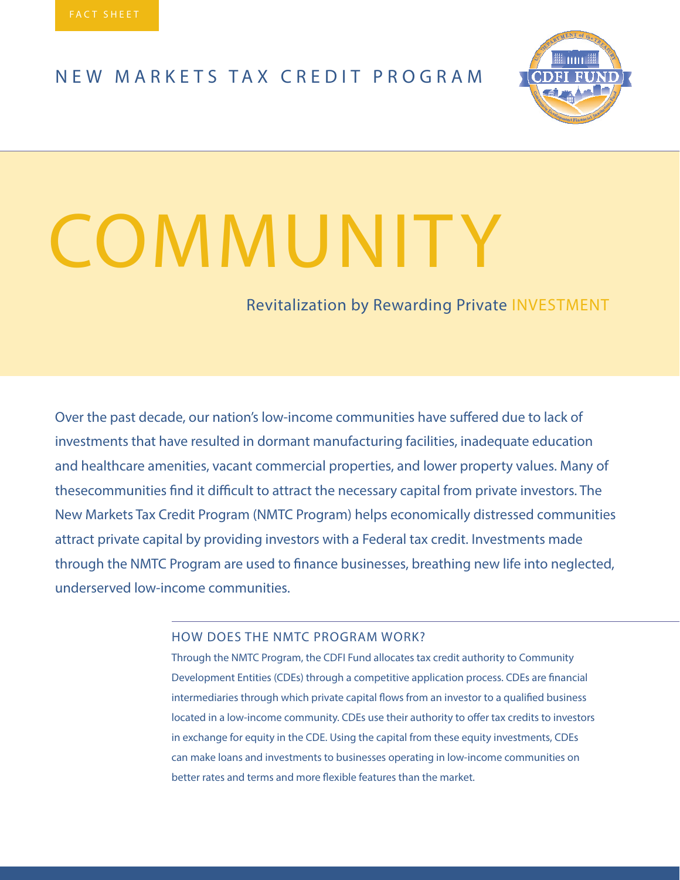FACT SHEET

# NEW MARKETS TAX CREDIT PROGRAM

# COMMUNITY

## Revitalization by Rewarding Private INVESTMENT

Over the past decade, our nation's low-income communities have suffered due to lack of investments that have resulted in dormant manufacturing facilities, inadequate education and healthcare amenities, vacant commercial properties, and lower property values. Many of thesecommunities find it difficult to attract the necessary capital from private investors. The New Markets Tax Credit Program (NMTC Program) helps economically distressed communities attract private capital by providing investors with a Federal tax credit. Investments made through the NMTC Program are used to finance businesses, breathing new life into neglected, underserved low-income communities.

### HOW DOES THE NMTC PROGRAM WORK?

Through the NMTC Program, the CDFI Fund allocates tax credit authority to Community Development Entities (CDEs) through a competitive application process. CDEs are financial intermediaries through which private capital flows from an investor to a qualified business located in a low-income community. CDEs use their authority to offer tax credits to investors in exchange for equity in the CDE. Using the capital from these equity investments, CDEs can make loans and investments to businesses operating in low-income communities on better rates and terms and more flexible features than the market.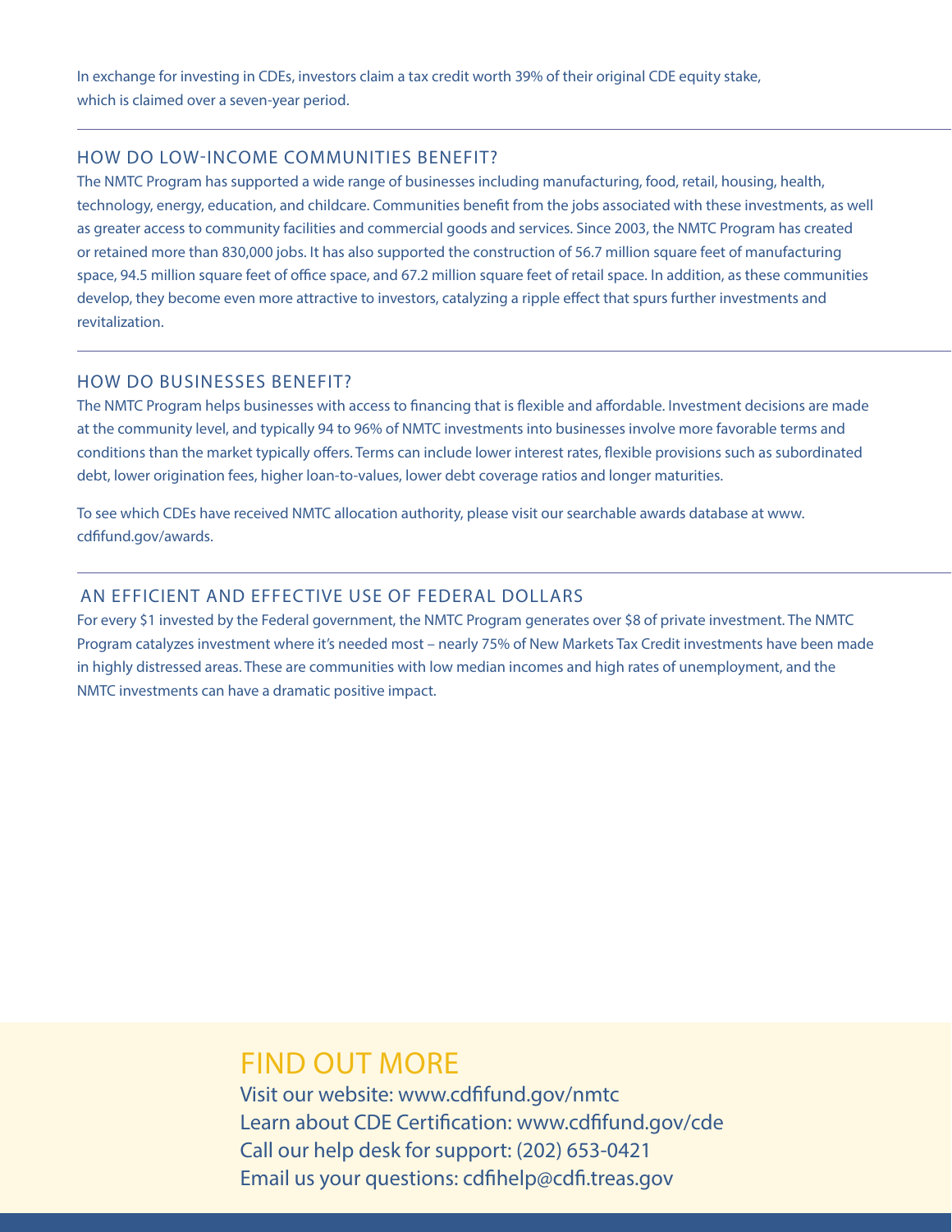In exchange for investing in CDEs, investors claim a tax credit worth 39% of their original CDE equity stake, which is claimed over a seven-year period.

## HOW DO LOW-INCOME COMMUNITIES BENEFIT?

The NMTC Program has supported a wide range of businesses including manufacturing, food, retail, housing, health, technology, energy, education, and childcare. Communities benefit from the jobs associated with these investments, as well as greater access to community facilities and commercial goods and services. Since 2003, the NMTC Program has created or retained more than 830,000 jobs. It has also supported the construction of 56.7 million square feet of manufacturing space, 94.5 million square feet of office space, and 67.2 million square feet of retail space. In addition, as these communities develop, they become even more attractive to investors, catalyzing a ripple effect that spurs further investments and revitalization.

## HOW DO BUSINESSES BENEFIT?

The NMTC Program helps businesses with access to financing that is flexible and affordable. Investment decisions are made at the community level, and typically 94 to 96% of NMTC investments into businesses involve more favorable terms and conditions than the market typically offers. Terms can include lower interest rates, flexible provisions such as subordinated debt, lower origination fees, higher loan-to-values, lower debt coverage ratios and longer maturities.

To see which CDEs have received NMTC allocation authority, please visit our searchable awards database at www.cdfifund.gov/awards.

## AN EFFICIENT AND EFFECTIVE USE OF FEDERAL DOLLARS

For every $1 invested by the Federal government, the NMTC Program generates over $8 of private investment. The NMTC Program catalyzes investment where it's needed most – nearly 75% of New Markets Tax Credit investments have been made in highly distressed areas. These are communities with low median incomes and high rates of unemployment, and the NMTC investments can have a dramatic positive impact.

## FIND OUT MORE

Visit our website: www.cdfifund.gov/nmtc
Learn about CDE Certification: www.cdfifund.gov/cde
Call our help desk for support: (202) 653-0421
Email us your questions: cdfihelp@cdfi.treas.gov